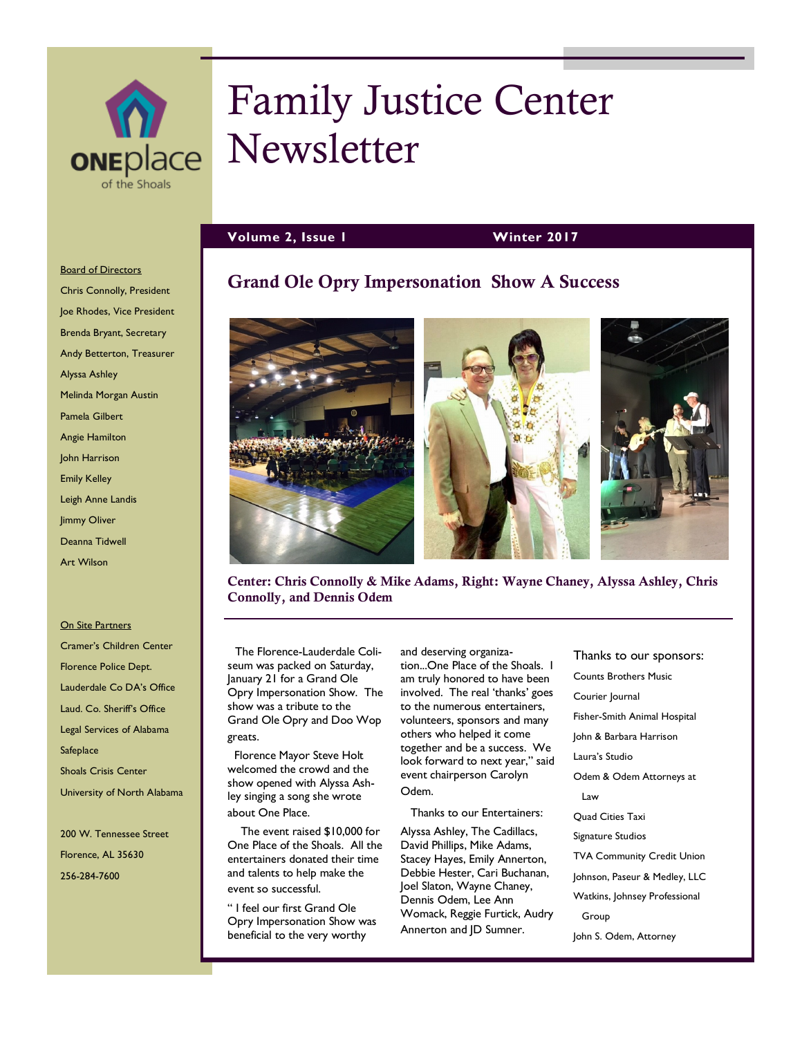# Family Justice Center Newsletter

ONEplace of the Shoals

**Volume 2, Issue 1** **Winter 2017**

**Board of Directors**

- Chris Connolly, President
- Joe Rhodes, Vice President
- Brenda Bryant, Secretary
- Andy Betterton, Treasurer
- Alyssa Ashley
- Melinda Morgan Austin
- Pamela Gilbert
- Angie Hamilton
- John Harrison
- Emily Kelley
- Leigh Anne Landis
- Jimmy Oliver
- Deanna Tidwell
- Art Wilson

**On Site Partners**

- Cramer's Children Center
- Florence Police Dept.
- Lauderdale Co DA's Office
- Laud. Co. Sheriff's Office
- Legal Services of Alabama
- Safeplace
- Shoals Crisis Center
- University of North Alabama

200 W. Tennessee Street
Florence, AL 35630
256-284-7600

## Grand Ole Opry Impersonation Show A Success

**Center: Chris Connolly & Mike Adams, Right: Wayne Chaney, Alyssa Ashley, Chris Connolly, and Dennis Odem**

The Florence-Lauderdale Coliseum was packed on Saturday, January 21 for a Grand Ole Opry Impersonation Show. The show was a tribute to the Grand Ole Opry and Doo Wop greats.

Florence Mayor Steve Holt welcomed the crowd and the show opened with Alyssa Ashley singing a song she wrote about One Place.

The event raised $10,000 for One Place of the Shoals. All the entertainers donated their time and talents to help make the event so successful.

" I feel our first Grand Ole Opry Impersonation Show was beneficial to the very worthy and deserving organization...One Place of the Shoals. I am truly honored to have been involved. The real 'thanks' goes to the numerous entertainers, volunteers, sponsors and many others who helped it come together and be a success. We look forward to next year," said event chairperson Carolyn Odem.

Thanks to our Entertainers:

Alyssa Ashley, The Cadillacs, David Phillips, Mike Adams, Stacey Hayes, Emily Annerton, Debbie Hester, Cari Buchanan, Joel Slaton, Wayne Chaney, Dennis Odem, Lee Ann Womack, Reggie Furtick, Audry Annerton and JD Sumner.

Thanks to our sponsors:

- Counts Brothers Music
- Courier Journal
- Fisher-Smith Animal Hospital
- John & Barbara Harrison
- Laura's Studio
- Odem & Odem Attorneys at Law
- Quad Cities Taxi
- Signature Studios
- TVA Community Credit Union
- Johnson, Paseur & Medley, LLC
- Watkins, Johnsey Professional Group
- John S. Odem, Attorney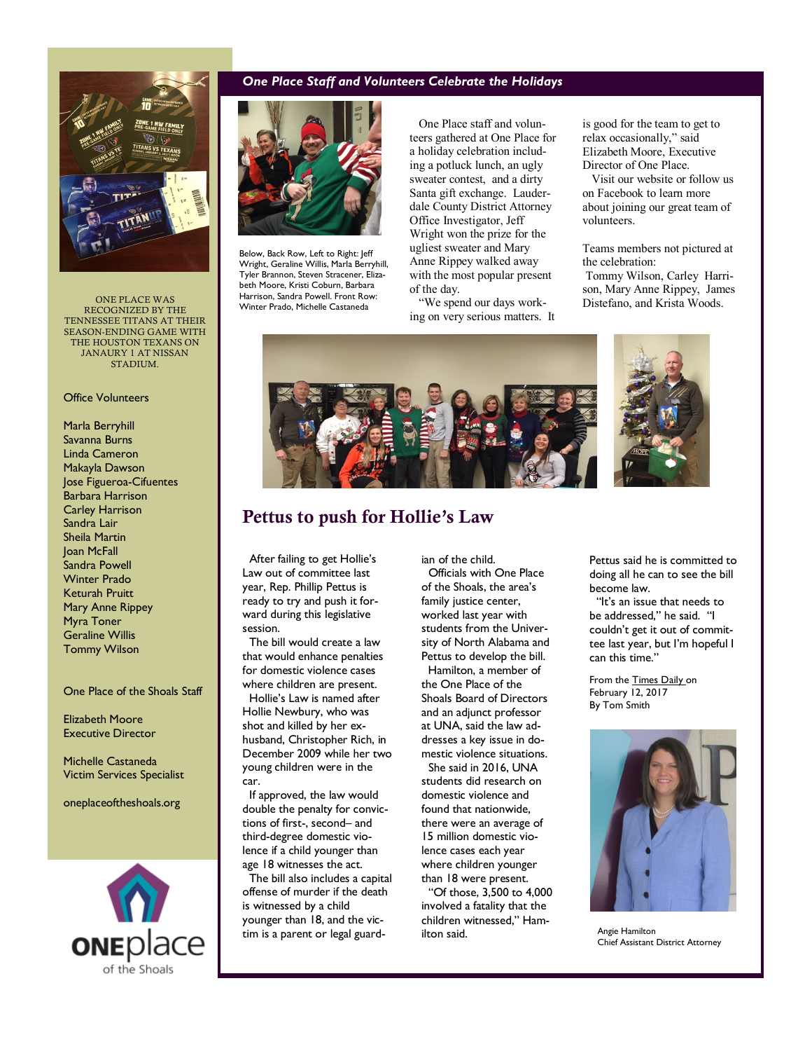ONE PLACE WAS RECOGNIZED BY THE TENNESSEE TITANS AT THEIR SEASON-ENDING GAME WITH THE HOUSTON TEXANS ON JANAURY 1 AT NISSAN STADIUM.

Office Volunteers

Marla Berryhill
Savanna Burns
Linda Cameron
Makayla Dawson
Jose Figueroa-Cifuentes
Barbara Harrison
Carley Harrison
Sandra Lair
Sheila Martin
Joan McFall
Sandra Powell
Winter Prado
Keturah Pruitt
Mary Anne Rippey
Myra Toner
Geraline Willis
Tommy Wilson

One Place of the Shoals Staff

Elizabeth Moore
Executive Director

Michelle Castaneda
Victim Services Specialist

oneplaceoftheshoals.org

## *One Place Staff and Volunteers Celebrate the Holidays*

Below, Back Row, Left to Right: Jeff Wright, Geraline Willis, Marla Berryhill, Tyler Brannon, Steven Stracener, Elizabeth Moore, Kristi Coburn, Barbara Harrison, Sandra Powell. Front Row: Winter Prado, Michelle Castaneda

One Place staff and volunteers gathered at One Place for a holiday celebration including a potluck lunch, an ugly sweater contest, and a dirty Santa gift exchange. Lauderdale County District Attorney Office Investigator, Jeff Wright won the prize for the ugliest sweater and Mary Anne Rippey walked away with the most popular present of the day.

"We spend our days working on very serious matters. It is good for the team to get to relax occasionally," said Elizabeth Moore, Executive Director of One Place.

Visit our website or follow us on Facebook to learn more about joining our great team of volunteers.

Teams members not pictured at the celebration:
Tommy Wilson, Carley Harrison, Mary Anne Rippey, James Distefano, and Krista Woods.

## Pettus to push for Hollie's Law

After failing to get Hollie's Law out of committee last year, Rep. Phillip Pettus is ready to try and push it forward during this legislative session.

The bill would create a law that would enhance penalties for domestic violence cases where children are present.

Hollie's Law is named after Hollie Newbury, who was shot and killed by her ex-husband, Christopher Rich, in December 2009 while her two young children were in the car.

If approved, the law would double the penalty for convictions of first-, second– and third-degree domestic violence if a child younger than age 18 witnesses the act.

The bill also includes a capital offense of murder if the death is witnessed by a child younger than 18, and the victim is a parent or legal guardian of the child.

Officials with One Place of the Shoals, the area's family justice center, worked last year with students from the University of North Alabama and Pettus to develop the bill.

Hamilton, a member of the One Place of the Shoals Board of Directors and an adjunct professor at UNA, said the law addresses a key issue in domestic violence situations.

She said in 2016, UNA students did research on domestic violence and found that nationwide, there were an average of 15 million domestic violence cases each year where children younger than 18 were present.

"Of those, 3,500 to 4,000 involved a fatality that the children witnessed," Hamilton said.

Pettus said he is committed to doing all he can to see the bill become law.

"It's an issue that needs to be addressed," he said. "I couldn't get it out of committee last year, but I'm hopeful I can this time."

From the Times Daily on February 12, 2017
By Tom Smith

Angie Hamilton
Chief Assistant District Attorney